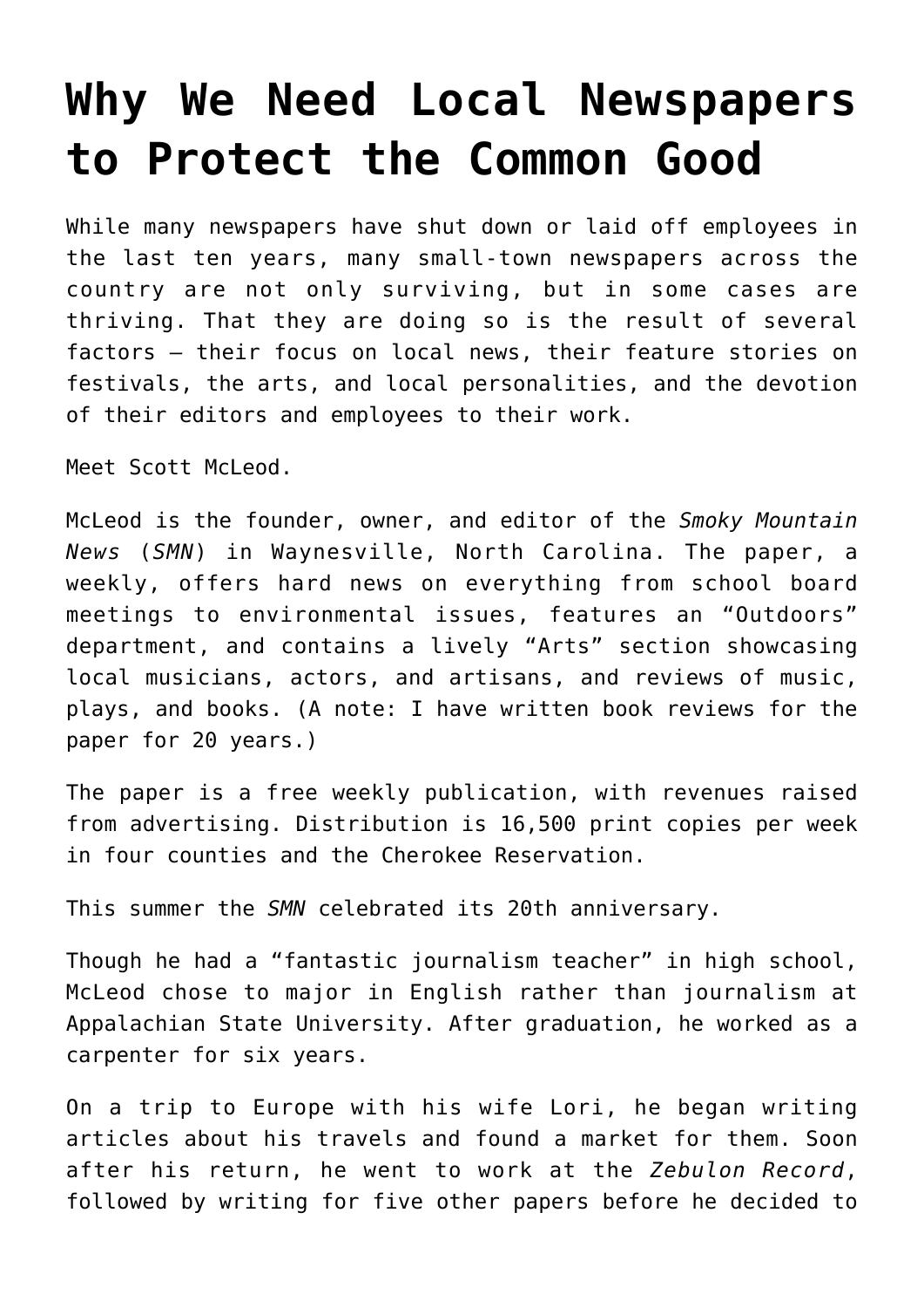# Why We Need Local Newspapers to Protect the Common Good

While many newspapers have shut down or laid off employees in the last ten years, many small-town newspapers across the country are not only surviving, but in some cases are thriving. That they are doing so is the result of several factors – their focus on local news, their feature stories on festivals, the arts, and local personalities, and the devotion of their editors and employees to their work.

Meet Scott McLeod.

McLeod is the founder, owner, and editor of the *Smoky Mountain News* (*SMN*) in Waynesville, North Carolina. The paper, a weekly, offers hard news on everything from school board meetings to environmental issues, features an "Outdoors" department, and contains a lively "Arts" section showcasing local musicians, actors, and artisans, and reviews of music, plays, and books. (A note: I have written book reviews for the paper for 20 years.)

The paper is a free weekly publication, with revenues raised from advertising. Distribution is 16,500 print copies per week in four counties and the Cherokee Reservation.

This summer the *SMN* celebrated its 20th anniversary.

Though he had a "fantastic journalism teacher" in high school, McLeod chose to major in English rather than journalism at Appalachian State University. After graduation, he worked as a carpenter for six years.

On a trip to Europe with his wife Lori, he began writing articles about his travels and found a market for them. Soon after his return, he went to work at the *Zebulon Record*, followed by writing for five other papers before he decided to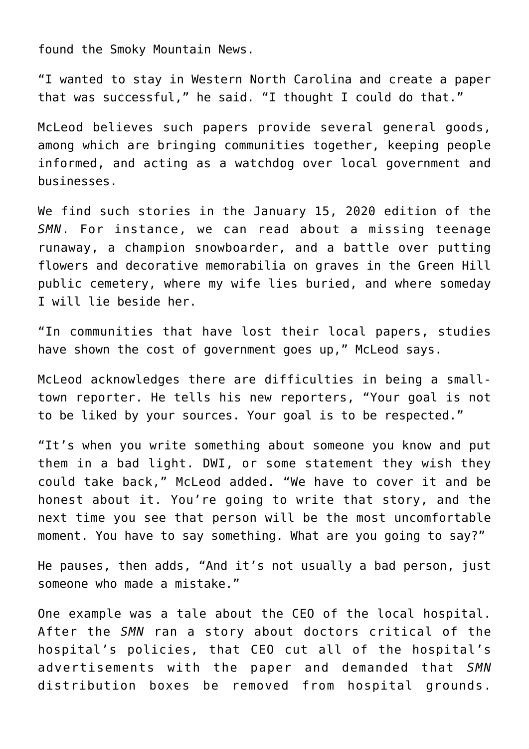found the Smoky Mountain News.

"I wanted to stay in Western North Carolina and create a paper that was successful," he said. "I thought I could do that."

McLeod believes such papers provide several general goods, among which are bringing communities together, keeping people informed, and acting as a watchdog over local government and businesses.

We find such stories in the January 15, 2020 edition of the *SMN*. For instance, we can read about a missing teenage runaway, a champion snowboarder, and a battle over putting flowers and decorative memorabilia on graves in the Green Hill public cemetery, where my wife lies buried, and where someday I will lie beside her.

"In communities that have lost their local papers, studies have shown the cost of government goes up," McLeod says.

McLeod acknowledges there are difficulties in being a small-town reporter. He tells his new reporters, "Your goal is not to be liked by your sources. Your goal is to be respected."

"It's when you write something about someone you know and put them in a bad light. DWI, or some statement they wish they could take back," McLeod added. "We have to cover it and be honest about it. You're going to write that story, and the next time you see that person will be the most uncomfortable moment. You have to say something. What are you going to say?"

He pauses, then adds, "And it's not usually a bad person, just someone who made a mistake."

One example was a tale about the CEO of the local hospital. After the *SMN* ran a story about doctors critical of the hospital's policies, that CEO cut all of the hospital's advertisements with the paper and demanded that *SMN* distribution boxes be removed from hospital grounds.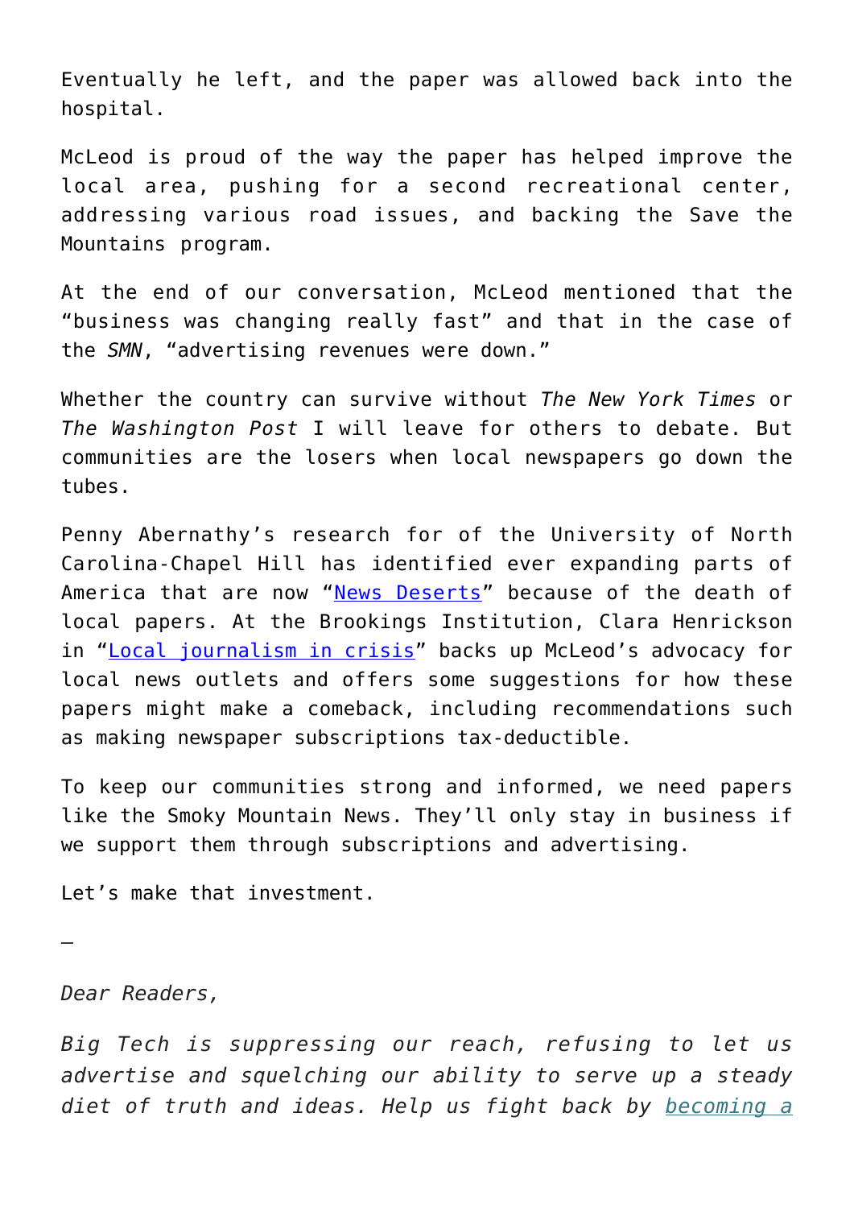Eventually he left, and the paper was allowed back into the hospital.

McLeod is proud of the way the paper has helped improve the local area, pushing for a second recreational center, addressing various road issues, and backing the Save the Mountains program.

At the end of our conversation, McLeod mentioned that the "business was changing really fast" and that in the case of the *SMN*, "advertising revenues were down."

Whether the country can survive without *The New York Times* or *The Washington Post* I will leave for others to debate. But communities are the losers when local newspapers go down the tubes.

Penny Abernathy's research for of the University of North Carolina-Chapel Hill has identified ever expanding parts of America that are now "News Deserts" because of the death of local papers. At the Brookings Institution, Clara Henrickson in "Local journalism in crisis" backs up McLeod's advocacy for local news outlets and offers some suggestions for how these papers might make a comeback, including recommendations such as making newspaper subscriptions tax-deductible.

To keep our communities strong and informed, we need papers like the Smoky Mountain News. They'll only stay in business if we support them through subscriptions and advertising.

Let's make that investment.

—

*Dear Readers,*

*Big Tech is suppressing our reach, refusing to let us advertise and squelching our ability to serve up a steady diet of truth and ideas. Help us fight back by becoming a*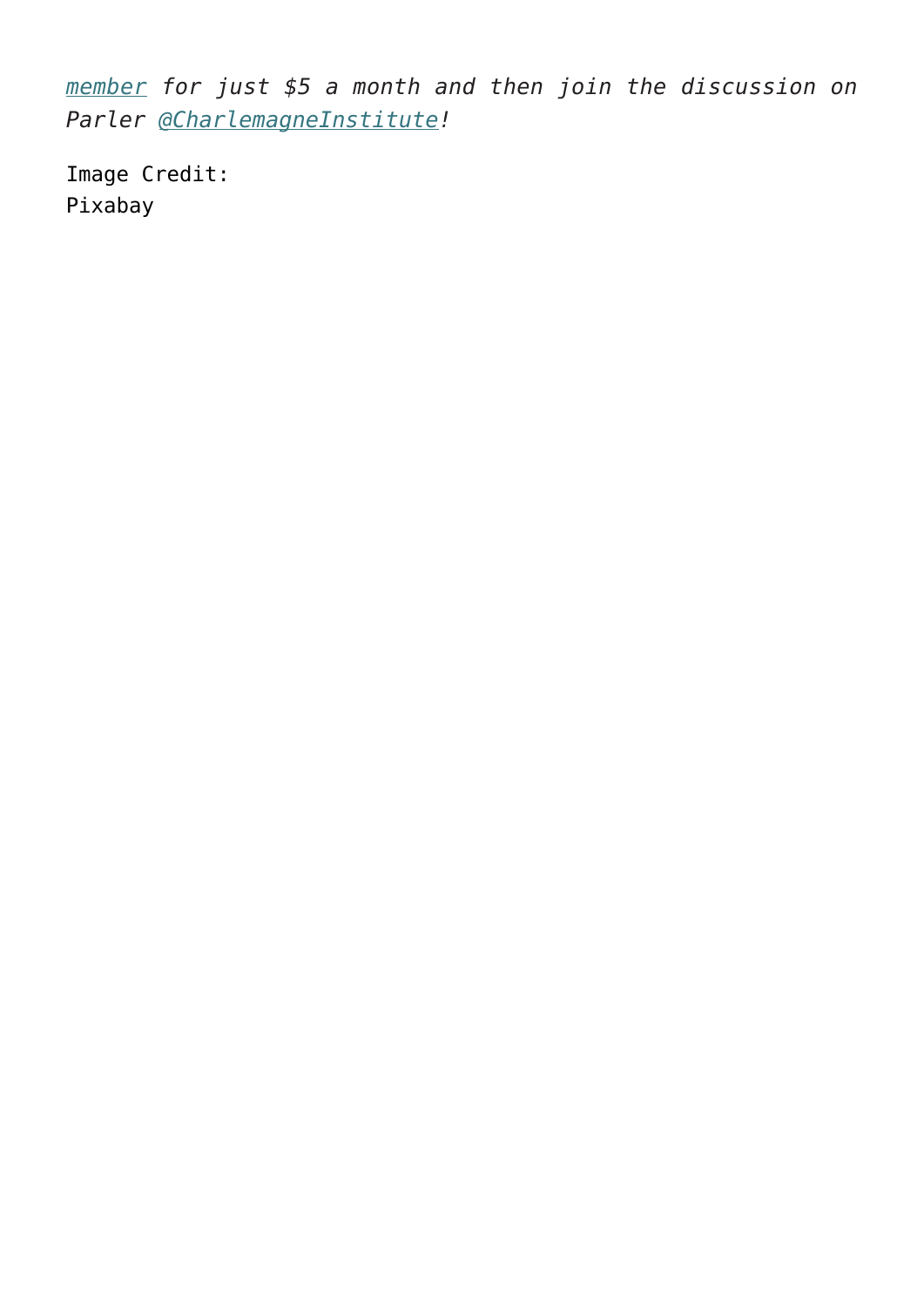*member for just $5 a month and then join the discussion on Parler @CharlemagneInstitute!*

Image Credit:
Pixabay